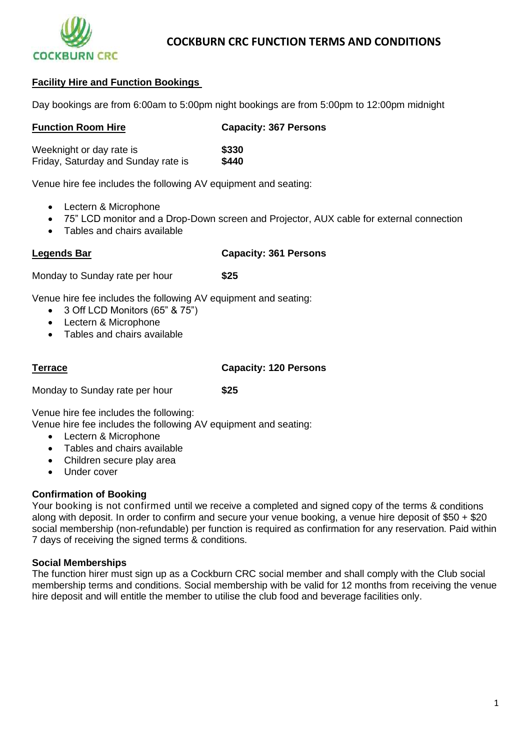# COCKBURN CRC FUNCTION TERMS AND CONDITIONS

## Facility Hire and Function Bookings

Day bookings are from 6:00am to 5:00pm night bookings are from 5:00pm to 12:00pm midnight

**Function Room Hire** — **Capacity: 367 Persons**

| | |
|---|---|
| Weeknight or day rate is | **$330** |
| Friday, Saturday and Sunday rate is | **$440** |

Venue hire fee includes the following AV equipment and seating:

- Lectern & Microphone
- 75" LCD monitor and a Drop-Down screen and Projector, AUX cable for external connection
- Tables and chairs available

**Legends Bar** — **Capacity: 361 Persons**

| | |
|---|---|
| Monday to Sunday rate per hour | **$25** |

Venue hire fee includes the following AV equipment and seating:

- 3 Off LCD Monitors (65" & 75")
- Lectern & Microphone
- Tables and chairs available

**Terrace** — **Capacity: 120 Persons**

| | |
|---|---|
| Monday to Sunday rate per hour | **$25** |

Venue hire fee includes the following:
Venue hire fee includes the following AV equipment and seating:

- Lectern & Microphone
- Tables and chairs available
- Children secure play area
- Under cover

### Confirmation of Booking

Your booking is not confirmed until we receive a completed and signed copy of the terms & conditions along with deposit. In order to confirm and secure your venue booking, a venue hire deposit of $50 + $20 social membership (non-refundable) per function is required as confirmation for any reservation. Paid within 7 days of receiving the signed terms & conditions.

### Social Memberships

The function hirer must sign up as a Cockburn CRC social member and shall comply with the Club social membership terms and conditions. Social membership with be valid for 12 months from receiving the venue hire deposit and will entitle the member to utilise the club food and beverage facilities only.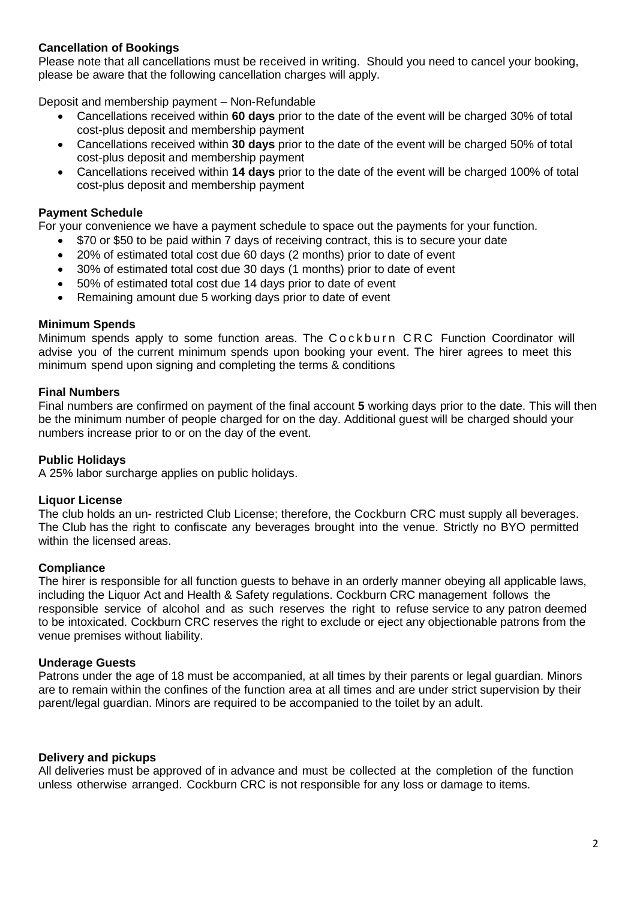**Cancellation of Bookings**

Please note that all cancellations must be received in writing. Should you need to cancel your booking, please be aware that the following cancellation charges will apply.

Deposit and membership payment – Non-Refundable

- Cancellations received within **60 days** prior to the date of the event will be charged 30% of total cost-plus deposit and membership payment
- Cancellations received within **30 days** prior to the date of the event will be charged 50% of total cost-plus deposit and membership payment
- Cancellations received within **14 days** prior to the date of the event will be charged 100% of total cost-plus deposit and membership payment

**Payment Schedule**

For your convenience we have a payment schedule to space out the payments for your function.

- $70 or $50 to be paid within 7 days of receiving contract, this is to secure your date
- 20% of estimated total cost due 60 days (2 months) prior to date of event
- 30% of estimated total cost due 30 days (1 months) prior to date of event
- 50% of estimated total cost due 14 days prior to date of event
- Remaining amount due 5 working days prior to date of event

**Minimum Spends**

Minimum spends apply to some function areas. The Cockburn CRC Function Coordinator will advise you of the current minimum spends upon booking your event. The hirer agrees to meet this minimum spend upon signing and completing the terms & conditions

**Final Numbers**

Final numbers are confirmed on payment of the final account **5** working days prior to the date. This will then be the minimum number of people charged for on the day. Additional guest will be charged should your numbers increase prior to or on the day of the event.

**Public Holidays**

A 25% labor surcharge applies on public holidays.

**Liquor License**

The club holds an un- restricted Club License; therefore, the Cockburn CRC must supply all beverages. The Club has the right to confiscate any beverages brought into the venue. Strictly no BYO permitted within the licensed areas.

**Compliance**

The hirer is responsible for all function guests to behave in an orderly manner obeying all applicable laws, including the Liquor Act and Health & Safety regulations. Cockburn CRC management follows the responsible service of alcohol and as such reserves the right to refuse service to any patron deemed to be intoxicated. Cockburn CRC reserves the right to exclude or eject any objectionable patrons from the venue premises without liability.

**Underage Guests**

Patrons under the age of 18 must be accompanied, at all times by their parents or legal guardian. Minors are to remain within the confines of the function area at all times and are under strict supervision by their parent/legal guardian. Minors are required to be accompanied to the toilet by an adult.

**Delivery and pickups**

All deliveries must be approved of in advance and must be collected at the completion of the function unless otherwise arranged. Cockburn CRC is not responsible for any loss or damage to items.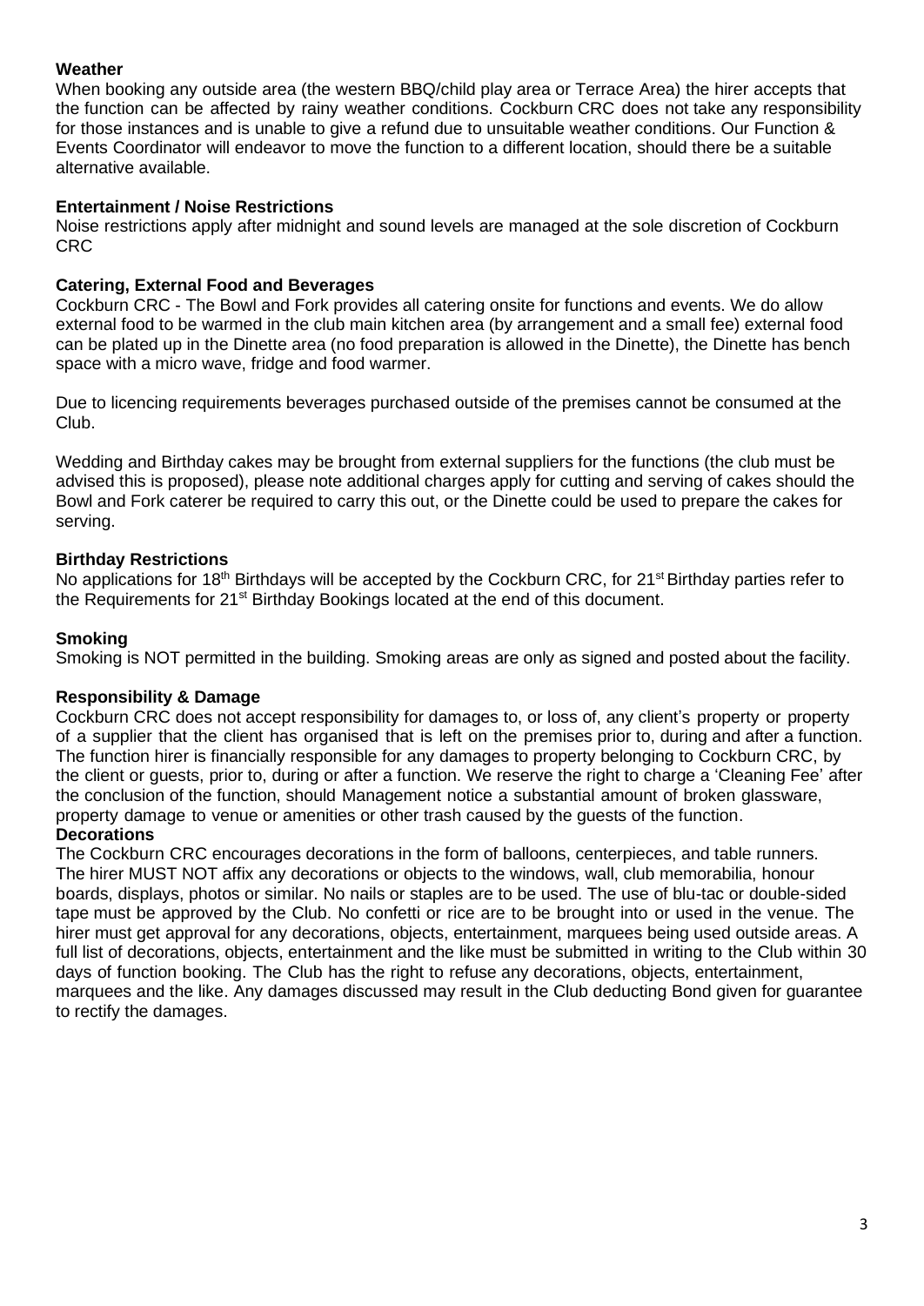**Weather**

When booking any outside area (the western BBQ/child play area or Terrace Area) the hirer accepts that the function can be affected by rainy weather conditions. Cockburn CRC does not take any responsibility for those instances and is unable to give a refund due to unsuitable weather conditions. Our Function & Events Coordinator will endeavor to move the function to a different location, should there be a suitable alternative available.

**Entertainment / Noise Restrictions**

Noise restrictions apply after midnight and sound levels are managed at the sole discretion of Cockburn CRC

**Catering, External Food and Beverages**

Cockburn CRC - The Bowl and Fork provides all catering onsite for functions and events. We do allow external food to be warmed in the club main kitchen area (by arrangement and a small fee) external food can be plated up in the Dinette area (no food preparation is allowed in the Dinette), the Dinette has bench space with a micro wave, fridge and food warmer.

Due to licencing requirements beverages purchased outside of the premises cannot be consumed at the Club.

Wedding and Birthday cakes may be brought from external suppliers for the functions (the club must be advised this is proposed), please note additional charges apply for cutting and serving of cakes should the Bowl and Fork caterer be required to carry this out, or the Dinette could be used to prepare the cakes for serving.

**Birthday Restrictions**

No applications for 18th Birthdays will be accepted by the Cockburn CRC, for 21st Birthday parties refer to the Requirements for 21st Birthday Bookings located at the end of this document.

**Smoking**

Smoking is NOT permitted in the building. Smoking areas are only as signed and posted about the facility.

**Responsibility & Damage**

Cockburn CRC does not accept responsibility for damages to, or loss of, any client's property or property of a supplier that the client has organised that is left on the premises prior to, during and after a function. The function hirer is financially responsible for any damages to property belonging to Cockburn CRC, by the client or guests, prior to, during or after a function. We reserve the right to charge a 'Cleaning Fee' after the conclusion of the function, should Management notice a substantial amount of broken glassware, property damage to venue or amenities or other trash caused by the guests of the function.

**Decorations**

The Cockburn CRC encourages decorations in the form of balloons, centerpieces, and table runners. The hirer MUST NOT affix any decorations or objects to the windows, wall, club memorabilia, honour boards, displays, photos or similar. No nails or staples are to be used. The use of blu-tac or double-sided tape must be approved by the Club. No confetti or rice are to be brought into or used in the venue. The hirer must get approval for any decorations, objects, entertainment, marquees being used outside areas. A full list of decorations, objects, entertainment and the like must be submitted in writing to the Club within 30 days of function booking. The Club has the right to refuse any decorations, objects, entertainment, marquees and the like. Any damages discussed may result in the Club deducting Bond given for guarantee to rectify the damages.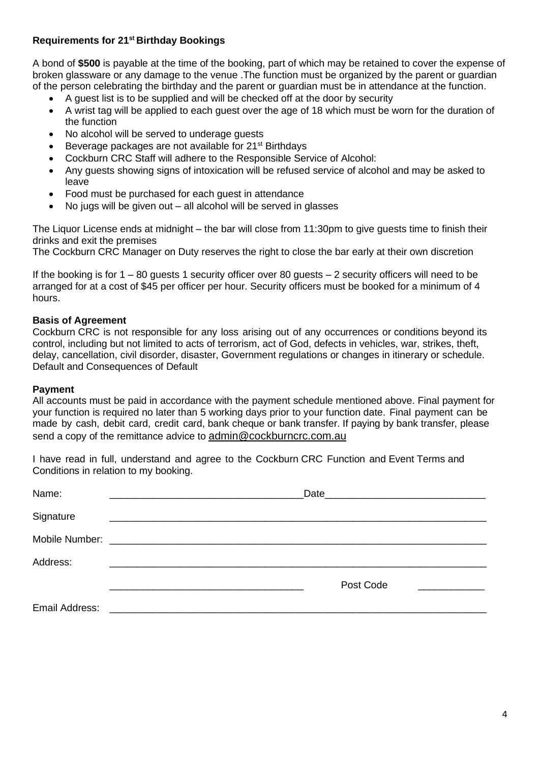**Requirements for 21st Birthday Bookings**

A bond of **$500** is payable at the time of the booking, part of which may be retained to cover the expense of broken glassware or any damage to the venue .The function must be organized by the parent or guardian of the person celebrating the birthday and the parent or guardian must be in attendance at the function.

- A guest list is to be supplied and will be checked off at the door by security
- A wrist tag will be applied to each guest over the age of 18 which must be worn for the duration of the function
- No alcohol will be served to underage guests
- Beverage packages are not available for 21st Birthdays
- Cockburn CRC Staff will adhere to the Responsible Service of Alcohol:
- Any guests showing signs of intoxication will be refused service of alcohol and may be asked to leave
- Food must be purchased for each guest in attendance
- No jugs will be given out – all alcohol will be served in glasses

The Liquor License ends at midnight – the bar will close from 11:30pm to give guests time to finish their drinks and exit the premises
The Cockburn CRC Manager on Duty reserves the right to close the bar early at their own discretion

If the booking is for 1 – 80 guests 1 security officer over 80 guests – 2 security officers will need to be arranged for at a cost of $45 per officer per hour. Security officers must be booked for a minimum of 4 hours.

**Basis of Agreement**
Cockburn CRC is not responsible for any loss arising out of any occurrences or conditions beyond its control, including but not limited to acts of terrorism, act of God, defects in vehicles, war, strikes, theft, delay, cancellation, civil disorder, disaster, Government regulations or changes in itinerary or schedule. Default and Consequences of Default

**Payment**
All accounts must be paid in accordance with the payment schedule mentioned above. Final payment for your function is required no later than 5 working days prior to your function date. Final payment can be made by cash, debit card, credit card, bank cheque or bank transfer. If paying by bank transfer, please send a copy of the remittance advice to admin@cockburncrc.com.au

I have read in full, understand and agree to the Cockburn CRC Function and Event Terms and Conditions in relation to my booking.

Name: ___________________________________ Date ____________________________

Signature ________________________________________________________________

Mobile Number: ___________________________________________________________

Address: ________________________________________________________________

___________________________________ Post Code ____________

Email Address: ____________________________________________________________